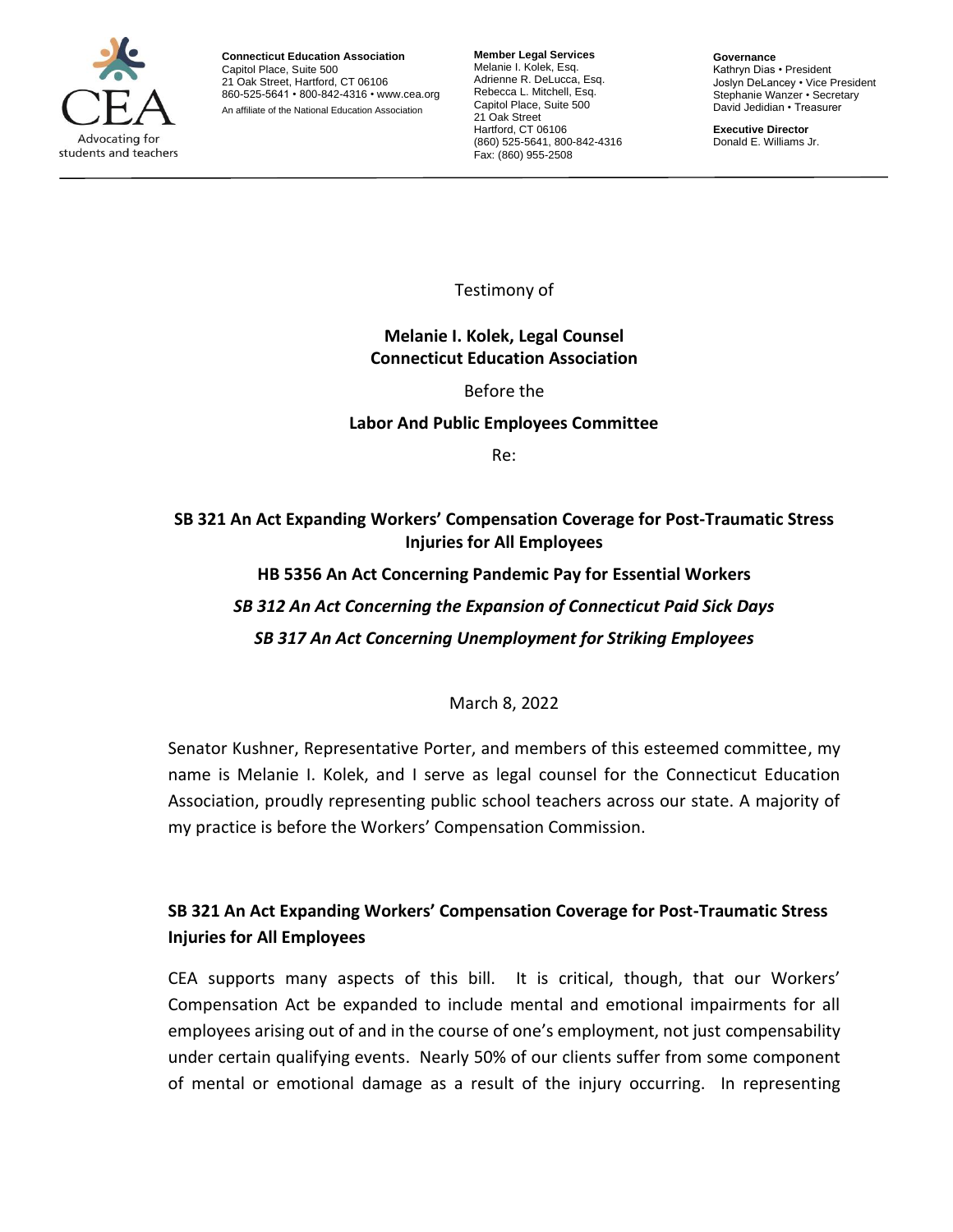Connecticut Education Association
Capitol Place, Suite 500
21 Oak Street, Hartford, CT 06106
860-525-5641 • 800-842-4316 • www.cea.org
An affiliate of the National Education Association

**Member Legal Services**
Melanie I. Kolek, Esq.
Adrienne R. DeLucca, Esq.
Rebecca L. Mitchell, Esq.
Capitol Place, Suite 500
21 Oak Street
Hartford, CT 06106
(860) 525-5641, 800-842-4316
Fax: (860) 955-2508

**Governance**
Kathryn Dias • President
Joslyn DeLancey • Vice President
Stephanie Wanzer • Secretary
David Jedidian • Treasurer

**Executive Director**
Donald E. Williams Jr.

Testimony of

**Melanie I. Kolek, Legal Counsel**
**Connecticut Education Association**

Before the

**Labor And Public Employees Committee**

Re:

**SB 321 An Act Expanding Workers' Compensation Coverage for Post-Traumatic Stress Injuries for All Employees**

**HB 5356 An Act Concerning Pandemic Pay for Essential Workers**

***SB 312 An Act Concerning the Expansion of Connecticut Paid Sick Days***

***SB 317 An Act Concerning Unemployment for Striking Employees***

March 8, 2022

Senator Kushner, Representative Porter, and members of this esteemed committee, my name is Melanie I. Kolek, and I serve as legal counsel for the Connecticut Education Association, proudly representing public school teachers across our state. A majority of my practice is before the Workers' Compensation Commission.

## SB 321 An Act Expanding Workers' Compensation Coverage for Post-Traumatic Stress Injuries for All Employees

CEA supports many aspects of this bill. It is critical, though, that our Workers' Compensation Act be expanded to include mental and emotional impairments for all employees arising out of and in the course of one's employment, not just compensability under certain qualifying events. Nearly 50% of our clients suffer from some component of mental or emotional damage as a result of the injury occurring. In representing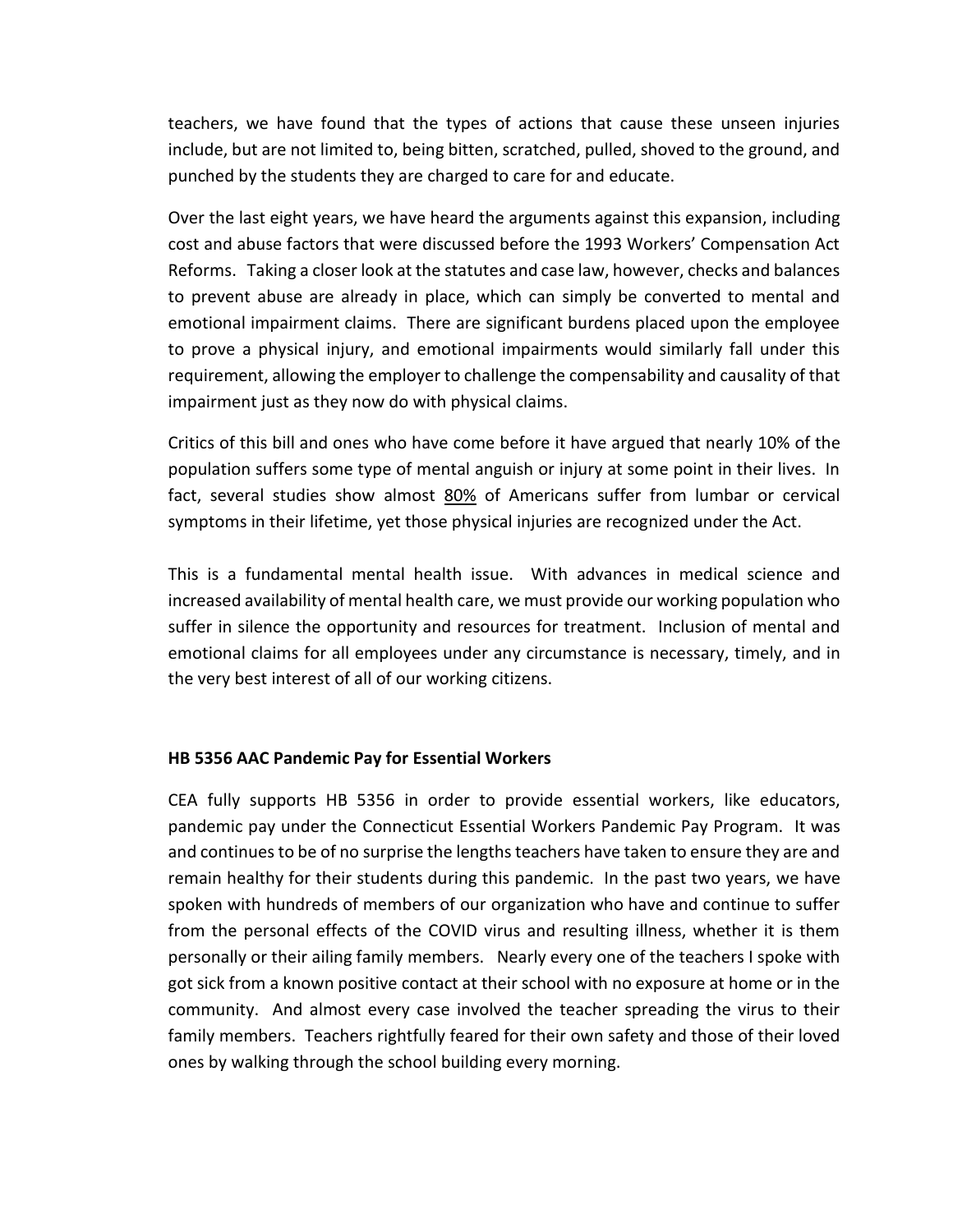teachers, we have found that the types of actions that cause these unseen injuries include, but are not limited to, being bitten, scratched, pulled, shoved to the ground, and punched by the students they are charged to care for and educate.

Over the last eight years, we have heard the arguments against this expansion, including cost and abuse factors that were discussed before the 1993 Workers' Compensation Act Reforms. Taking a closer look at the statutes and case law, however, checks and balances to prevent abuse are already in place, which can simply be converted to mental and emotional impairment claims. There are significant burdens placed upon the employee to prove a physical injury, and emotional impairments would similarly fall under this requirement, allowing the employer to challenge the compensability and causality of that impairment just as they now do with physical claims.

Critics of this bill and ones who have come before it have argued that nearly 10% of the population suffers some type of mental anguish or injury at some point in their lives. In fact, several studies show almost <u>80%</u> of Americans suffer from lumbar or cervical symptoms in their lifetime, yet those physical injuries are recognized under the Act.

This is a fundamental mental health issue. With advances in medical science and increased availability of mental health care, we must provide our working population who suffer in silence the opportunity and resources for treatment. Inclusion of mental and emotional claims for all employees under any circumstance is necessary, timely, and in the very best interest of all of our working citizens.

**HB 5356 AAC Pandemic Pay for Essential Workers**

CEA fully supports HB 5356 in order to provide essential workers, like educators, pandemic pay under the Connecticut Essential Workers Pandemic Pay Program. It was and continues to be of no surprise the lengths teachers have taken to ensure they are and remain healthy for their students during this pandemic. In the past two years, we have spoken with hundreds of members of our organization who have and continue to suffer from the personal effects of the COVID virus and resulting illness, whether it is them personally or their ailing family members. Nearly every one of the teachers I spoke with got sick from a known positive contact at their school with no exposure at home or in the community. And almost every case involved the teacher spreading the virus to their family members. Teachers rightfully feared for their own safety and those of their loved ones by walking through the school building every morning.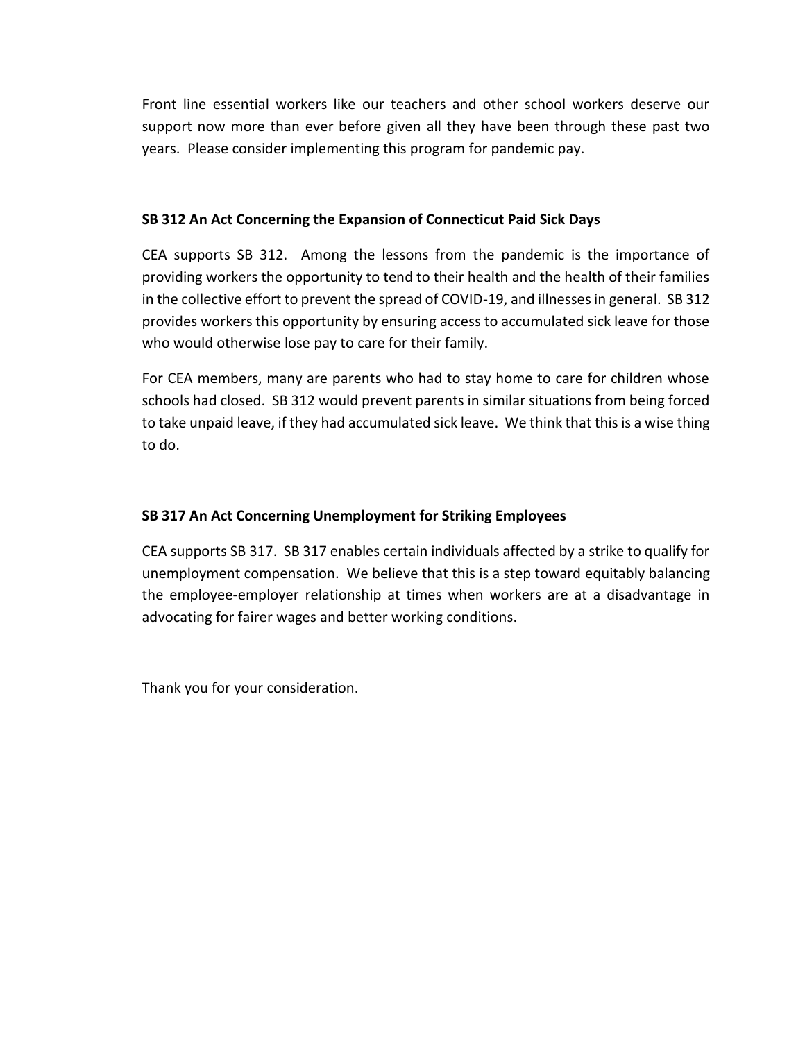Front line essential workers like our teachers and other school workers deserve our support now more than ever before given all they have been through these past two years. Please consider implementing this program for pandemic pay.

**SB 312 An Act Concerning the Expansion of Connecticut Paid Sick Days**

CEA supports SB 312. Among the lessons from the pandemic is the importance of providing workers the opportunity to tend to their health and the health of their families in the collective effort to prevent the spread of COVID-19, and illnesses in general. SB 312 provides workers this opportunity by ensuring access to accumulated sick leave for those who would otherwise lose pay to care for their family.

For CEA members, many are parents who had to stay home to care for children whose schools had closed. SB 312 would prevent parents in similar situations from being forced to take unpaid leave, if they had accumulated sick leave. We think that this is a wise thing to do.

**SB 317 An Act Concerning Unemployment for Striking Employees**

CEA supports SB 317. SB 317 enables certain individuals affected by a strike to qualify for unemployment compensation. We believe that this is a step toward equitably balancing the employee-employer relationship at times when workers are at a disadvantage in advocating for fairer wages and better working conditions.

Thank you for your consideration.